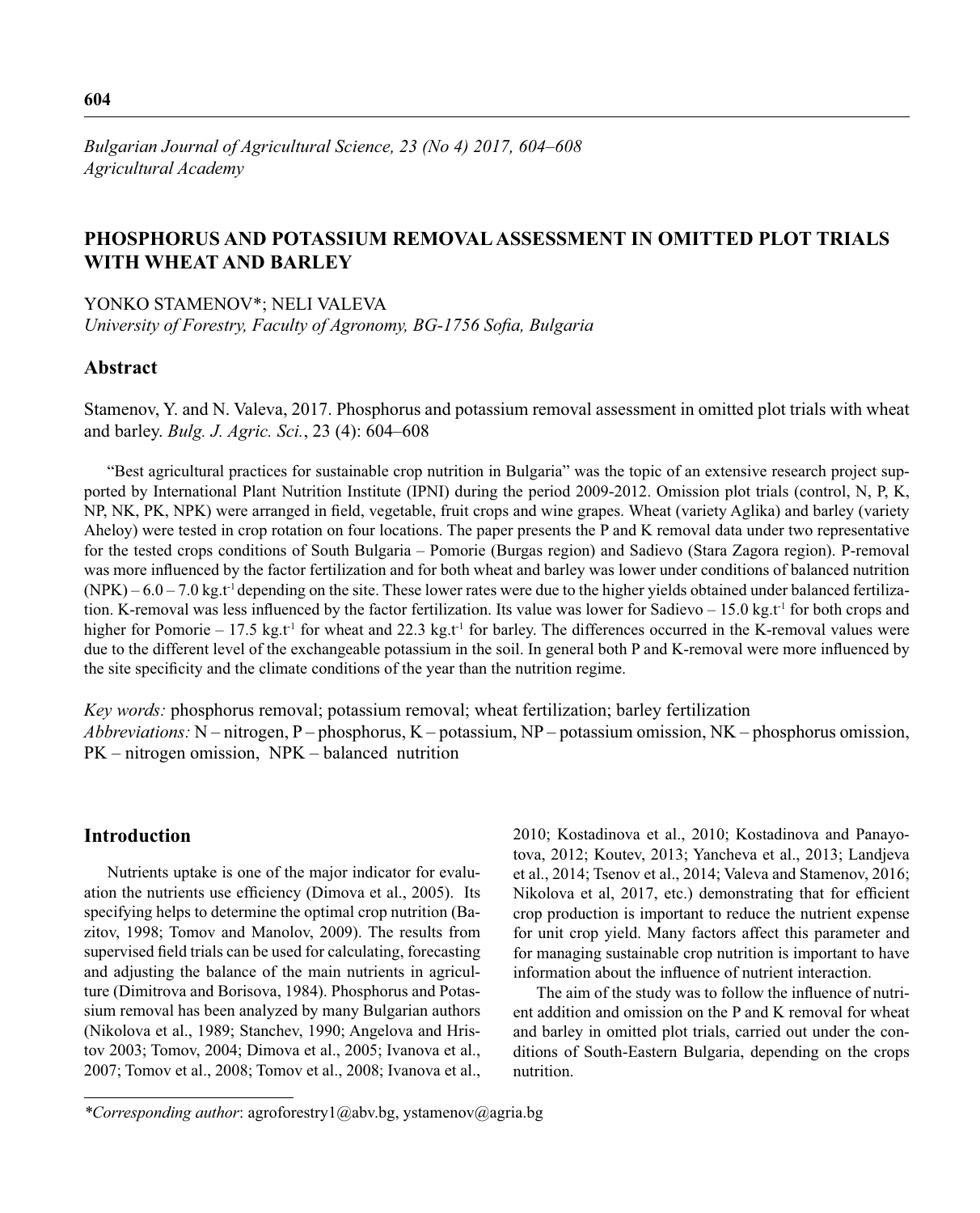*Bulgarian Journal of Agricultural Science, 23 (No 4) 2017, 604–608*
*Agricultural Academy*

# PHOSPHORUS AND POTASSIUM REMOVAL ASSESSMENT IN OMITTED PLOT TRIALS WITH WHEAT AND BARLEY

YONKO STAMENOV*; NELI VALEVA
*University of Forestry, Faculty of Agronomy, BG-1756 Sofia, Bulgaria*

## Abstract

Stamenov, Y. and N. Valeva, 2017. Phosphorus and potassium removal assessment in omitted plot trials with wheat and barley. *Bulg. J. Agric. Sci.*, 23 (4): 604–608

"Best agricultural practices for sustainable crop nutrition in Bulgaria" was the topic of an extensive research project supported by International Plant Nutrition Institute (IPNI) during the period 2009-2012. Omission plot trials (control, N, P, K, NP, NK, PK, NPK) were arranged in field, vegetable, fruit crops and wine grapes. Wheat (variety Aglika) and barley (variety Aheloy) were tested in crop rotation on four locations. The paper presents the P and K removal data under two representative for the tested crops conditions of South Bulgaria – Pomorie (Burgas region) and Sadievo (Stara Zagora region). P-removal was more influenced by the factor fertilization and for both wheat and barley was lower under conditions of balanced nutrition (NPK) – 6.0 – 7.0 kg.t$^{-1}$ depending on the site. These lower rates were due to the higher yields obtained under balanced fertilization. K-removal was less influenced by the factor fertilization. Its value was lower for Sadievo – 15.0 kg.t$^{-1}$ for both crops and higher for Pomorie – 17.5 kg.t$^{-1}$ for wheat and 22.3 kg.t$^{-1}$ for barley. The differences occurred in the K-removal values were due to the different level of the exchangeable potassium in the soil. In general both P and K-removal were more influenced by the site specificity and the climate conditions of the year than the nutrition regime.

*Key words:* phosphorus removal; potassium removal; wheat fertilization; barley fertilization
*Abbreviations:* N – nitrogen, P – phosphorus, K – potassium, NP – potassium omission, NK – phosphorus omission, PK – nitrogen omission, NPK – balanced nutrition

## Introduction

Nutrients uptake is one of the major indicator for evaluation the nutrients use efficiency (Dimova et al., 2005). Its specifying helps to determine the optimal crop nutrition (Bazitov, 1998; Tomov and Manolov, 2009). The results from supervised field trials can be used for calculating, forecasting and adjusting the balance of the main nutrients in agriculture (Dimitrova and Borisova, 1984). Phosphorus and Potassium removal has been analyzed by many Bulgarian authors (Nikolova et al., 1989; Stanchev, 1990; Angelova and Hristov 2003; Tomov, 2004; Dimova et al., 2005; Ivanova et al., 2007; Tomov et al., 2008; Tomov et al., 2008; Ivanova et al., 2010; Kostadinova et al., 2010; Kostadinova and Panayotova, 2012; Koutev, 2013; Yancheva et al., 2013; Landjeva et al., 2014; Tsenov et al., 2014; Valeva and Stamenov, 2016; Nikolova et al, 2017, etc.) demonstrating that for efficient crop production is important to reduce the nutrient expense for unit crop yield. Many factors affect this parameter and for managing sustainable crop nutrition is important to have information about the influence of nutrient interaction.

The aim of the study was to follow the influence of nutrient addition and omission on the P and K removal for wheat and barley in omitted plot trials, carried out under the conditions of South-Eastern Bulgaria, depending on the crops nutrition.

---

*\*Corresponding author*: agroforestry1@abv.bg, ystamenov@agria.bg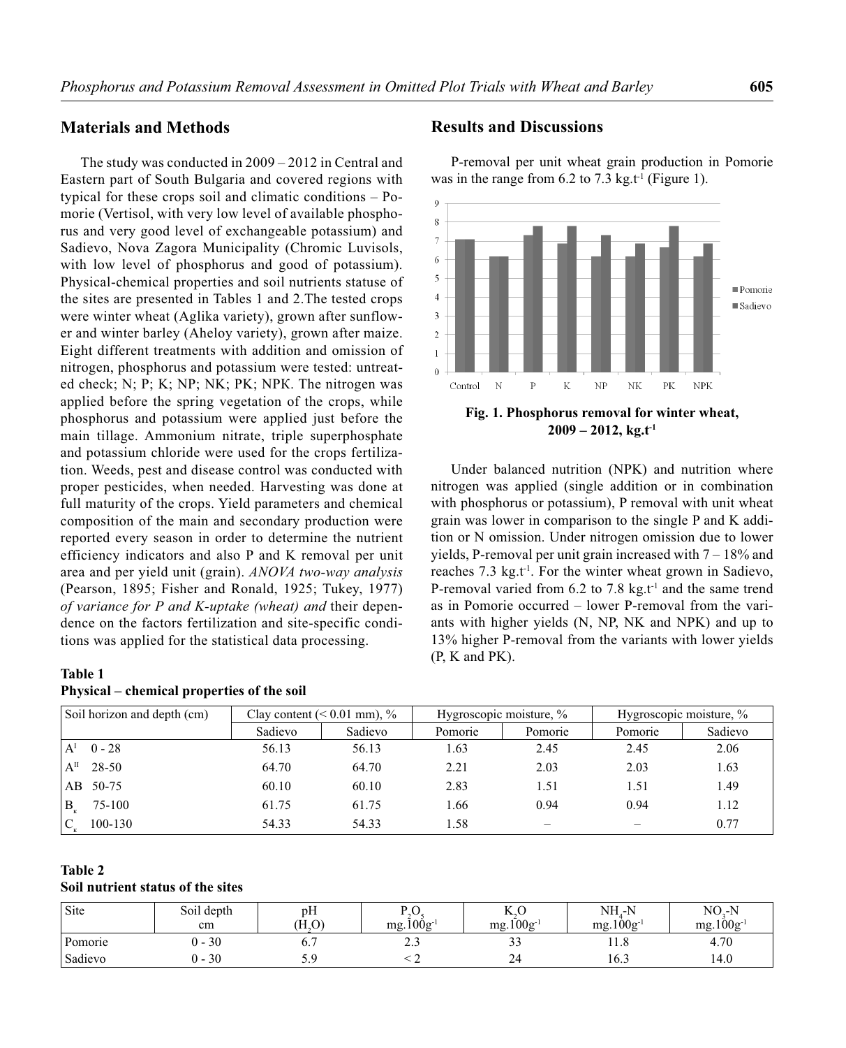## Materials and Methods

The study was conducted in 2009 – 2012 in Central and Eastern part of South Bulgaria and covered regions with typical for these crops soil and climatic conditions – Pomorie (Vertisol, with very low level of available phosphorus and very good level of exchangeable potassium) and Sadievo, Nova Zagora Municipality (Chromic Luvisols, with low level of phosphorus and good of potassium). Physical-chemical properties and soil nutrients statuse of the sites are presented in Tables 1 and 2.The tested crops were winter wheat (Aglika variety), grown after sunflower and winter barley (Aheloy variety), grown after maize. Eight different treatments with addition and omission of nitrogen, phosphorus and potassium were tested: untreated check; N; P; K; NP; NK; PK; NPK. The nitrogen was applied before the spring vegetation of the crops, while phosphorus and potassium were applied just before the main tillage. Ammonium nitrate, triple superphosphate and potassium chloride were used for the crops fertilization. Weeds, pest and disease control was conducted with proper pesticides, when needed. Harvesting was done at full maturity of the crops. Yield parameters and chemical composition of the main and secondary production were reported every season in order to determine the nutrient efficiency indicators and also P and K removal per unit area and per yield unit (grain). *ANOVA two-way analysis* (Pearson, 1895; Fisher and Ronald, 1925; Tukey, 1977) *of variance for P and K-uptake (wheat) and* their dependence on the factors fertilization and site-specific conditions was applied for the statistical data processing.

**Table 1**
**Physical – chemical properties of the soil**

| Soil horizon and depth (cm) | Clay content (< 0.01 mm), % | | Hygroscopic moisture, % | | Hygroscopic moisture, % | |
|---|---|---|---|---|---|---|
| | Sadievo | Sadievo | Pomorie | Pomorie | Pomorie | Sadievo |
| $A^{I}$ 0 - 28 | 56.13 | 56.13 | 1.63 | 2.45 | 2.45 | 2.06 |
| $A^{II}$ 28-50 | 64.70 | 64.70 | 2.21 | 2.03 | 2.03 | 1.63 |
| AB 50-75 | 60.10 | 60.10 | 2.83 | 1.51 | 1.51 | 1.49 |
| $B_{к}$ 75-100 | 61.75 | 61.75 | 1.66 | 0.94 | 0.94 | 1.12 |
| $C_{к}$ 100-130 | 54.33 | 54.33 | 1.58 | – | – | 0.77 |

**Table 2**
**Soil nutrient status of the sites**

| Site | Soil depth cm | pH ($H_2O$) | $P_2O_5$ mg.100g$^{-1}$ | $K_2O$ mg.100g$^{-1}$ | $NH_4$-N mg.100g$^{-1}$ | $NO_3$-N mg.100g$^{-1}$ |
|---|---|---|---|---|---|---|
| Pomorie | 0 - 30 | 6.7 | 2.3 | 33 | 11.8 | 4.70 |
| Sadievo | 0 - 30 | 5.9 | < 2 | 24 | 16.3 | 14.0 |

## Results and Discussions

P-removal per unit wheat grain production in Pomorie was in the range from 6.2 to 7.3 kg.t$^{-1}$ (Figure 1).

**Fig. 1. Phosphorus removal for winter wheat, 2009 – 2012, kg.t$^{-1}$**

Under balanced nutrition (NPK) and nutrition where nitrogen was applied (single addition or in combination with phosphorus or potassium), P removal with unit wheat grain was lower in comparison to the single P and K addition or N omission. Under nitrogen omission due to lower yields, P-removal per unit grain increased with 7 – 18% and reaches 7.3 kg.t$^{-1}$. For the winter wheat grown in Sadievo, P-removal varied from 6.2 to 7.8 kg.t$^{-1}$ and the same trend as in Pomorie occurred – lower P-removal from the variants with higher yields (N, NP, NK and NPK) and up to 13% higher P-removal from the variants with lower yields (P, K and PK).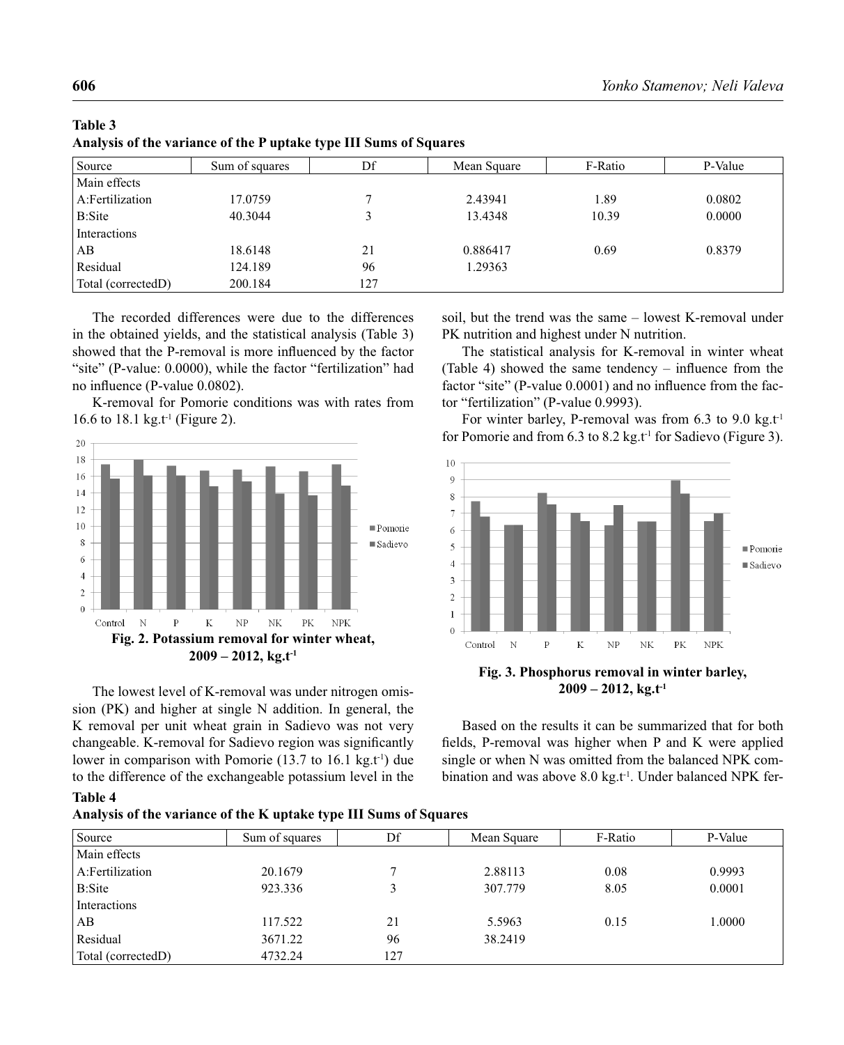**Table 3**
**Analysis of the variance of the P uptake type III Sums of Squares**

| Source | Sum of squares | Df | Mean Square | F-Ratio | P-Value |
|---|---|---|---|---|---|
| Main effects | | | | | |
| A:Fertilization | 17.0759 | 7 | 2.43941 | 1.89 | 0.0802 |
| B:Site | 40.3044 | 3 | 13.4348 | 10.39 | 0.0000 |
| Interactions | | | | | |
| AB | 18.6148 | 21 | 0.886417 | 0.69 | 0.8379 |
| Residual | 124.189 | 96 | 1.29363 | | |
| Total (correctedD) | 200.184 | 127 | | | |

The recorded differences were due to the differences in the obtained yields, and the statistical analysis (Table 3) showed that the P-removal is more influenced by the factor "site" (P-value: 0.0000), while the factor "fertilization" had no influence (P-value 0.0802).

K-removal for Pomorie conditions was with rates from 16.6 to 18.1 kg.t$^{-1}$ (Figure 2).

**Fig. 2. Potassium removal for winter wheat, 2009 – 2012, kg.t$^{-1}$**

The lowest level of K-removal was under nitrogen omission (PK) and higher at single N addition. In general, the K removal per unit wheat grain in Sadievo was not very changeable. K-removal for Sadievo region was significantly lower in comparison with Pomorie (13.7 to 16.1 kg.t$^{-1}$) due to the difference of the exchangeable potassium level in the soil, but the trend was the same – lowest K-removal under PK nutrition and highest under N nutrition.

The statistical analysis for K-removal in winter wheat (Table 4) showed the same tendency – influence from the factor "site" (P-value 0.0001) and no influence from the factor "fertilization" (P-value 0.9993).

For winter barley, P-removal was from 6.3 to 9.0 kg.t$^{-1}$ for Pomorie and from 6.3 to 8.2 kg.t$^{-1}$ for Sadievo (Figure 3).

**Fig. 3. Phosphorus removal in winter barley, 2009 – 2012, kg.t$^{-1}$**

Based on the results it can be summarized that for both fields, P-removal was higher when P and K were applied single or when N was omitted from the balanced NPK combination and was above 8.0 kg.t$^{-1}$. Under balanced NPK fer-

**Table 4**
**Analysis of the variance of the K uptake type III Sums of Squares**

| Source | Sum of squares | Df | Mean Square | F-Ratio | P-Value |
|---|---|---|---|---|---|
| Main effects | | | | | |
| A:Fertilization | 20.1679 | 7 | 2.88113 | 0.08 | 0.9993 |
| B:Site | 923.336 | 3 | 307.779 | 8.05 | 0.0001 |
| Interactions | | | | | |
| AB | 117.522 | 21 | 5.5963 | 0.15 | 1.0000 |
| Residual | 3671.22 | 96 | 38.2419 | | |
| Total (correctedD) | 4732.24 | 127 | | | |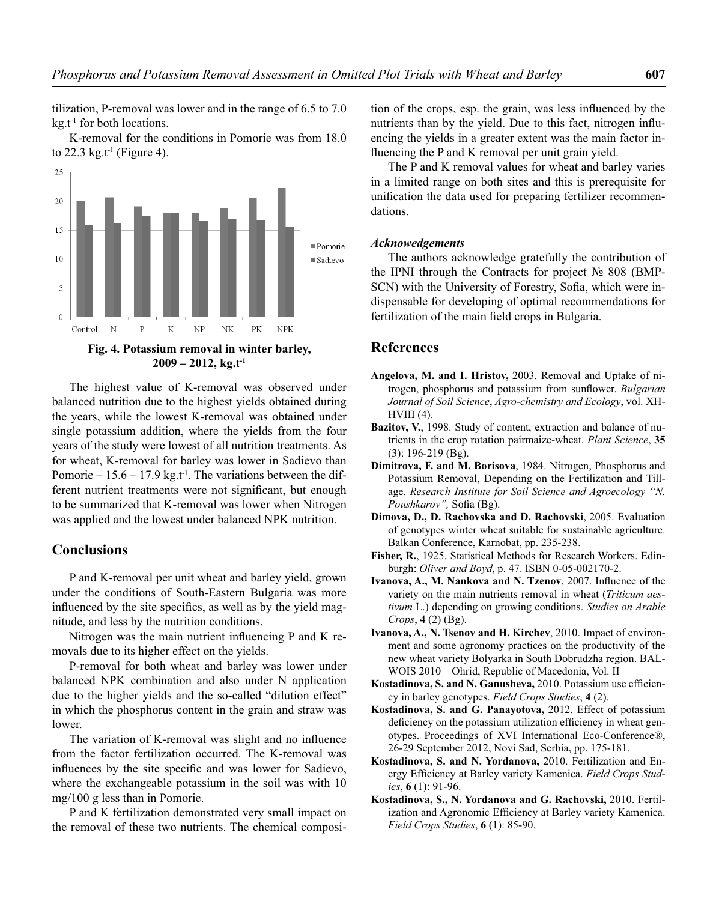tilization, P-removal was lower and in the range of 6.5 to 7.0 kg.t$^{-1}$ for both locations.

K-removal for the conditions in Pomorie was from 18.0 to 22.3 kg.t$^{-1}$ (Figure 4).

**Fig. 4. Potassium removal in winter barley, 2009 – 2012, kg.t$^{-1}$**

The highest value of K-removal was observed under balanced nutrition due to the highest yields obtained during the years, while the lowest K-removal was obtained under single potassium addition, where the yields from the four years of the study were lowest of all nutrition treatments. As for wheat, K-removal for barley was lower in Sadievo than Pomorie – 15.6 – 17.9 kg.t$^{-1}$. The variations between the different nutrient treatments were not significant, but enough to be summarized that K-removal was lower when Nitrogen was applied and the lowest under balanced NPK nutrition.

## Conclusions

P and K-removal per unit wheat and barley yield, grown under the conditions of South-Eastern Bulgaria was more influenced by the site specifics, as well as by the yield magnitude, and less by the nutrition conditions.

Nitrogen was the main nutrient influencing P and K removals due to its higher effect on the yields.

P-removal for both wheat and barley was lower under balanced NPK combination and also under N application due to the higher yields and the so-called "dilution effect" in which the phosphorus content in the grain and straw was lower.

The variation of K-removal was slight and no influence from the factor fertilization occurred. The K-removal was influences by the site specific and was lower for Sadievo, where the exchangeable potassium in the soil was with 10 mg/100 g less than in Pomorie.

P and K fertilization demonstrated very small impact on the removal of these two nutrients. The chemical composition of the crops, esp. the grain, was less influenced by the nutrients than by the yield. Due to this fact, nitrogen influencing the yields in a greater extent was the main factor influencing the P and K removal per unit grain yield.

The P and K removal values for wheat and barley varies in a limited range on both sites and this is prerequisite for unification the data used for preparing fertilizer recommendations.

### *Acknowedgements*

The authors acknowledge gratefully the contribution of the IPNI through the Contracts for project № 808 (BMP-SCN) with the University of Forestry, Sofia, which were indispensable for developing of optimal recommendations for fertilization of the main field crops in Bulgaria.

## References

**Angelova, M. and I. Hristov,** 2003. Removal and Uptake of nitrogen, phosphorus and potassium from sunflower. *Bulgarian Journal of Soil Science*, *Agro-chemistry and Ecology*, vol. XH-HVIII (4).

**Bazitov, V.**, 1998. Study of content, extraction and balance of nutrients in the crop rotation pairmaize-wheat. *Plant Science*, **35** (3): 196-219 (Bg).

**Dimitrova, F. and M. Borisova**, 1984. Nitrogen, Phosphorus and Potassium Removal, Depending on the Fertilization and Tillage. *Research Institute for Soil Science and Agroecology "N. Poushkarov",* Sofia (Bg).

**Dimova, D., D. Rachovska and D. Rachovski**, 2005. Evaluation of genotypes winter wheat suitable for sustainable agriculture. Balkan Conference, Karnobat, pp. 235-238.

**Fisher, R.**, 1925. Statistical Methods for Research Workers. Edinburgh: *Oliver and Boyd*, p. 47. ISBN 0-05-002170-2.

**Ivanova, A., M. Nankova and N. Tzenov**, 2007. Influence of the variety on the main nutrients removal in wheat (*Triticum aestivum* L.) depending on growing conditions. *Studies on Arable Crops*, **4** (2) (Bg).

**Ivanova, A., N. Tsenov and H. Kirchev**, 2010. Impact of environment and some agronomy practices on the productivity of the new wheat variety Bolyarka in South Dobrudzha region. BALWOIS 2010 – Ohrid, Republic of Macedonia, Vol. II

**Kostadinova, S. and N. Ganusheva,** 2010. Potassium use efficiency in barley genotypes. *Field Crops Studies*, **4** (2).

**Kostadinova, S. and G. Panayotova,** 2012. Effect of potassium deficiency on the potassium utilization efficiency in wheat genotypes. Proceedings of XVI International Eco-Conference®, 26-29 September 2012, Novi Sad, Serbia, pp. 175-181.

**Kostadinova, S. and N. Yordanova,** 2010. Fertilization and Energy Efficiency at Barley variety Kamenica. *Field Crops Studies*, **6** (1): 91-96.

**Kostadinova, S., N. Yordanova and G. Rachovski,** 2010. Fertilization and Agronomic Efficiency at Barley variety Kamenica. *Field Crops Studies*, **6** (1): 85-90.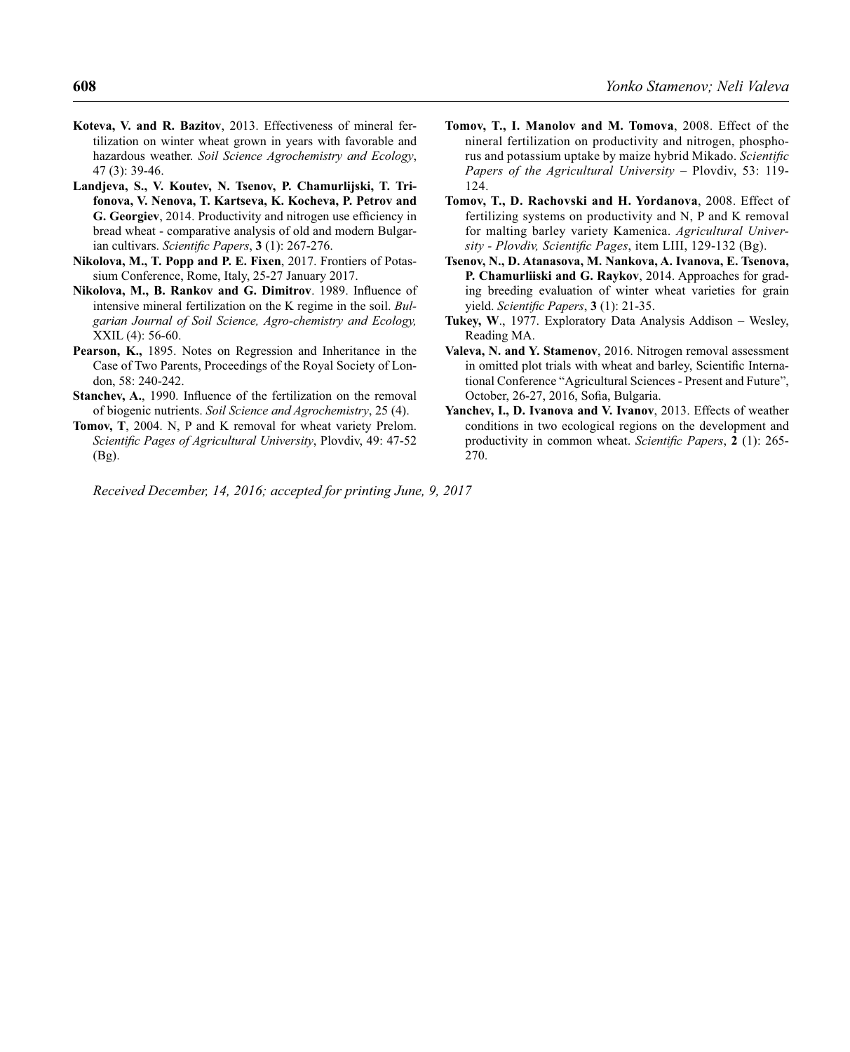**Koteva, V. and R. Bazitov**, 2013. Effectiveness of mineral fertilization on winter wheat grown in years with favorable and hazardous weather. *Soil Science Agrochemistry and Ecology*, 47 (3): 39-46.

**Landjeva, S., V. Koutev, N. Tsenov, P. Chamurlijski, T. Trifonova, V. Nenova, T. Kartseva, K. Kocheva, P. Petrov and G. Georgiev**, 2014. Productivity and nitrogen use efficiency in bread wheat - comparative analysis of old and modern Bulgarian cultivars. *Scientific Papers*, **3** (1): 267-276.

**Nikolova, M., T. Popp and P. E. Fixen**, 2017. Frontiers of Potassium Conference, Rome, Italy, 25-27 January 2017.

**Nikolova, M., B. Rankov and G. Dimitrov**. 1989. Influence of intensive mineral fertilization on the K regime in the soil. *Bulgarian Journal of Soil Science, Agro-chemistry and Ecology,* XXIL (4): 56-60.

**Pearson, K.,** 1895. Notes on Regression and Inheritance in the Case of Two Parents, Proceedings of the Royal Society of London, 58: 240-242.

**Stanchev, A.**, 1990. Influence of the fertilization on the removal of biogenic nutrients. *Soil Science and Agrochemistry*, 25 (4).

**Tomov, T**, 2004. N, P and K removal for wheat variety Prelom. *Scientific Pages of Agricultural University*, Plovdiv, 49: 47-52 (Bg).

**Tomov, T., I. Manolov and M. Tomova**, 2008. Effect of the nineral fertilization on productivity and nitrogen, phosphorus and potassium uptake by maize hybrid Mikado. *Scientific Papers of the Agricultural University* – Plovdiv, 53: 119-124.

**Tomov, T., D. Rachovski and H. Yordanova**, 2008. Effect of fertilizing systems on productivity and N, P and K removal for malting barley variety Kamenica. *Agricultural University - Plovdiv, Scientific Pages*, item LIII, 129-132 (Bg).

**Tsenov, N., D. Atanasova, M. Nankova, A. Ivanova, E. Tsenova, P. Chamurliiski and G. Raykov**, 2014. Approaches for grading breeding evaluation of winter wheat varieties for grain yield. *Scientific Papers*, **3** (1): 21-35.

**Tukey, W**., 1977. Exploratory Data Analysis Addison – Wesley, Reading MA.

**Valeva, N. and Y. Stamenov**, 2016. Nitrogen removal assessment in omitted plot trials with wheat and barley, Scientific International Conference "Agricultural Sciences - Present and Future", October, 26-27, 2016, Sofia, Bulgaria.

**Yanchev, I., D. Ivanova and V. Ivanov**, 2013. Effects of weather conditions in two ecological regions on the development and productivity in common wheat. *Scientific Papers*, **2** (1): 265-270.

*Received December, 14, 2016; accepted for printing June, 9, 2017*